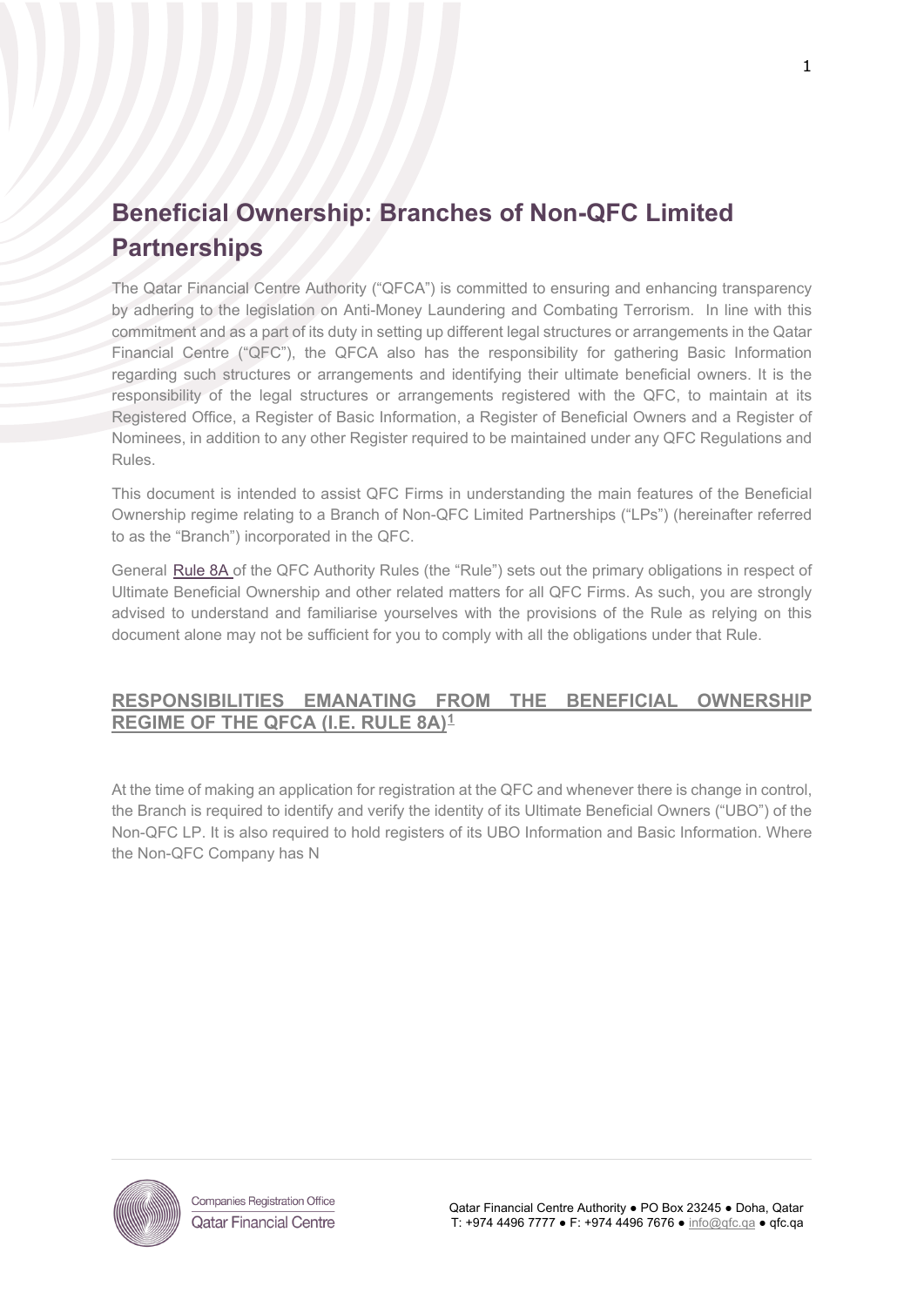# Beneficial Ownership: Branches of Non-QFC Limited Partnerships

The Qatar Financial Centre Authority ("QFCA") is committed to ensuring and enhancing transparency by adhering to the legislation on Anti-Money Laundering and Combating Terrorism. In line with this commitment and as a part of its duty in setting up different legal structures or arrangements in the Qatar Financial Centre ("QFC"), the QFCA also has the responsibility for gathering Basic Information regarding such structures or arrangements and identifying their ultimate beneficial owners. It is the responsibility of the legal structures or arrangements registered with the QFC, to maintain at its Registered Office, a Register of Basic Information, a Register of Beneficial Owners and a Register of Nominees, in addition to any other Register required to be maintained under any QFC Regulations and Rules.

This document is intended to assist QFC Firms in understanding the main features of the Beneficial Ownership regime relating to a Branch of Non-QFC Limited Partnerships ("LPs") (hereinafter referred to as the "Branch") incorporated in the QFC.

General Rule 8A of the QFC Authority Rules (the "Rule") sets out the primary obligations in respect of Ultimate Beneficial Ownership and other related matters for all QFC Firms. As such, you are strongly advised to understand and familiarise yourselves with the provisions of the Rule as relying on this document alone may not be sufficient for you to comply with all the obligations under that Rule.

## RESPONSIBILITIES EMANATING FROM THE BENEFICIAL OWNERSHIP REGIME OF THE QFCA (I.E. RULE 8A)[1]

At the time of making an application for registration at the QFC and whenever there is change in control, the Branch is required to identify and verify the identity of its Ultimate Beneficial Owners ("UBO") of the Non-QFC LP. It is also required to hold registers of its UBO Information and Basic Information. Where the Non-QFC Company has N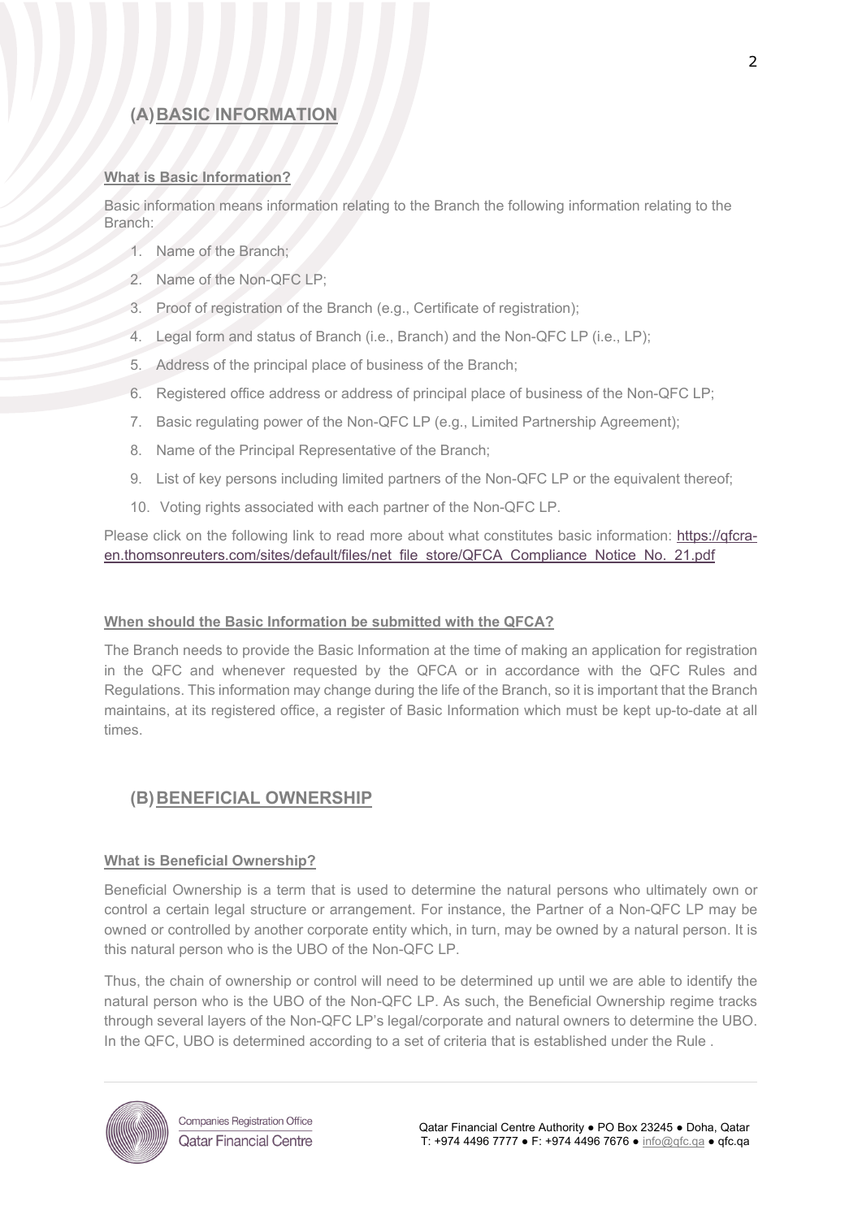## (A) BASIC INFORMATION

**What is Basic Information?**

Basic information means information relating to the Branch the following information relating to the Branch:

1. Name of the Branch;
2. Name of the Non-QFC LP;
3. Proof of registration of the Branch (e.g., Certificate of registration);
4. Legal form and status of Branch (i.e., Branch) and the Non-QFC LP (i.e., LP);
5. Address of the principal place of business of the Branch;
6. Registered office address or address of principal place of business of the Non-QFC LP;
7. Basic regulating power of the Non-QFC LP (e.g., Limited Partnership Agreement);
8. Name of the Principal Representative of the Branch;
9. List of key persons including limited partners of the Non-QFC LP or the equivalent thereof;
10. Voting rights associated with each partner of the Non-QFC LP.

Please click on the following link to read more about what constitutes basic information: https://qfcra-en.thomsonreuters.com/sites/default/files/net_file_store/QFCA_Compliance_Notice_No._21.pdf

**When should the Basic Information be submitted with the QFCA?**

The Branch needs to provide the Basic Information at the time of making an application for registration in the QFC and whenever requested by the QFCA or in accordance with the QFC Rules and Regulations. This information may change during the life of the Branch, so it is important that the Branch maintains, at its registered office, a register of Basic Information which must be kept up-to-date at all times.

## (B) BENEFICIAL OWNERSHIP

**What is Beneficial Ownership?**

Beneficial Ownership is a term that is used to determine the natural persons who ultimately own or control a certain legal structure or arrangement. For instance, the Partner of a Non-QFC LP may be owned or controlled by another corporate entity which, in turn, may be owned by a natural person. It is this natural person who is the UBO of the Non-QFC LP.

Thus, the chain of ownership or control will need to be determined up until we are able to identify the natural person who is the UBO of the Non-QFC LP. As such, the Beneficial Ownership regime tracks through several layers of the Non-QFC LP's legal/corporate and natural owners to determine the UBO. In the QFC, UBO is determined according to a set of criteria that is established under the Rule .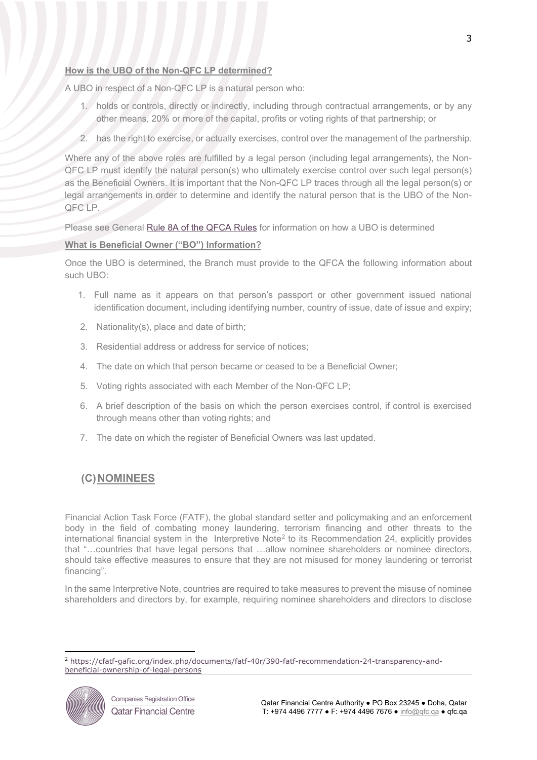**How is the UBO of the Non-QFC LP determined?**

A UBO in respect of a Non-QFC LP is a natural person who:

1. holds or controls, directly or indirectly, including through contractual arrangements, or by any other means, 20% or more of the capital, profits or voting rights of that partnership; or
2. has the right to exercise, or actually exercises, control over the management of the partnership.

Where any of the above roles are fulfilled by a legal person (including legal arrangements), the Non-QFC LP must identify the natural person(s) who ultimately exercise control over such legal person(s) as the Beneficial Owners. It is important that the Non-QFC LP traces through all the legal person(s) or legal arrangements in order to determine and identify the natural person that is the UBO of the Non-QFC LP.

Please see General Rule 8A of the QFCA Rules for information on how a UBO is determined

**What is Beneficial Owner ("BO") Information?**

Once the UBO is determined, the Branch must provide to the QFCA the following information about such UBO:

1. Full name as it appears on that person's passport or other government issued national identification document, including identifying number, country of issue, date of issue and expiry;
2. Nationality(s), place and date of birth;
3. Residential address or address for service of notices;
4. The date on which that person became or ceased to be a Beneficial Owner;
5. Voting rights associated with each Member of the Non-QFC LP;
6. A brief description of the basis on which the person exercises control, if control is exercised through means other than voting rights; and
7. The date on which the register of Beneficial Owners was last updated.

## (C) NOMINEES

Financial Action Task Force (FATF), the global standard setter and policymaking and an enforcement body in the field of combating money laundering, terrorism financing and other threats to the international financial system in the Interpretive Note[2] to its Recommendation 24, explicitly provides that "…countries that have legal persons that …allow nominee shareholders or nominee directors, should take effective measures to ensure that they are not misused for money laundering or terrorist financing".

In the same Interpretive Note, countries are required to take measures to prevent the misuse of nominee shareholders and directors by, for example, requiring nominee shareholders and directors to disclose

[2] https://cfatf-gafic.org/index.php/documents/fatf-40r/390-fatf-recommendation-24-transparency-and-beneficial-ownership-of-legal-persons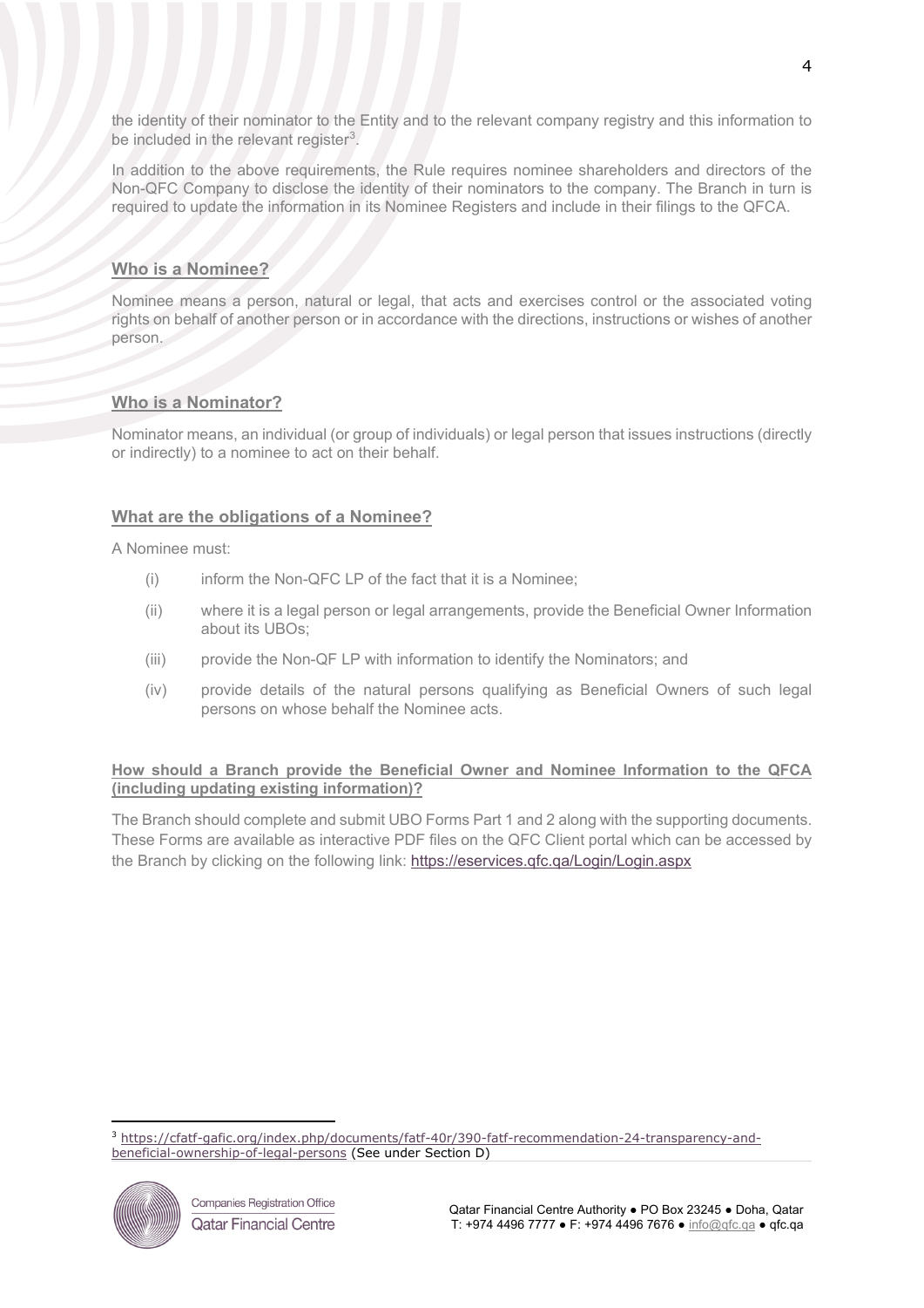the identity of their nominator to the Entity and to the relevant company registry and this information to be included in the relevant register[3].

In addition to the above requirements, the Rule requires nominee shareholders and directors of the Non-QFC Company to disclose the identity of their nominators to the company. The Branch in turn is required to update the information in its Nominee Registers and include in their filings to the QFCA.

## Who is a Nominee?

Nominee means a person, natural or legal, that acts and exercises control or the associated voting rights on behalf of another person or in accordance with the directions, instructions or wishes of another person.

## Who is a Nominator?

Nominator means, an individual (or group of individuals) or legal person that issues instructions (directly or indirectly) to a nominee to act on their behalf.

## What are the obligations of a Nominee?

A Nominee must:

(i) inform the Non-QFC LP of the fact that it is a Nominee;

(ii) where it is a legal person or legal arrangements, provide the Beneficial Owner Information about its UBOs;

(iii) provide the Non-QF LP with information to identify the Nominators; and

(iv) provide details of the natural persons qualifying as Beneficial Owners of such legal persons on whose behalf the Nominee acts.

## How should a Branch provide the Beneficial Owner and Nominee Information to the QFCA (including updating existing information)?

The Branch should complete and submit UBO Forms Part 1 and 2 along with the supporting documents. These Forms are available as interactive PDF files on the QFC Client portal which can be accessed by the Branch by clicking on the following link: https://eservices.qfc.qa/Login/Login.aspx

---

[3] https://cfatf-gafic.org/index.php/documents/fatf-40r/390-fatf-recommendation-24-transparency-and-beneficial-ownership-of-legal-persons (See under Section D)